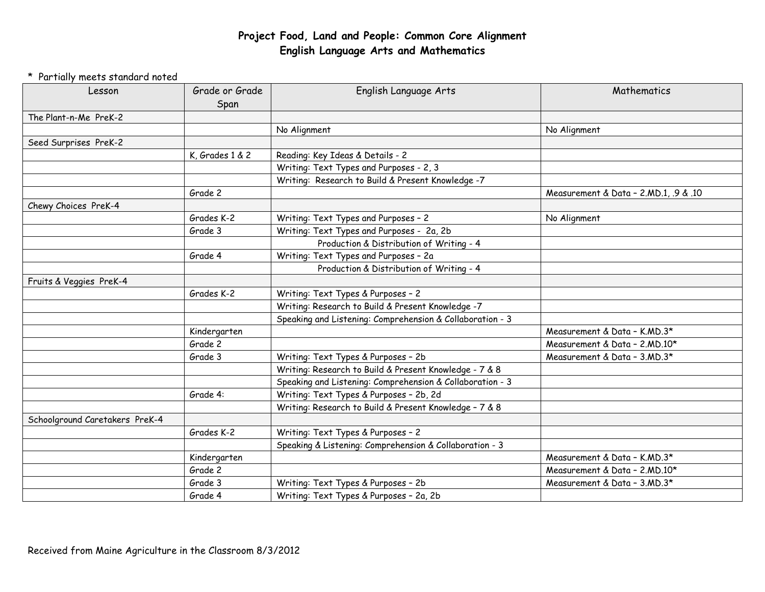# Project Food, Land and People: Common Core Alignment
## English Language Arts and Mathematics

\* Partially meets standard noted

| Lesson | Grade or Grade Span | English Language Arts | Mathematics |
|---|---|---|---|
| The Plant-n-Me PreK-2 | | | |
| | | No Alignment | No Alignment |
| Seed Surprises PreK-2 | | | |
| | K, Grades 1 & 2 | Reading: Key Ideas & Details - 2 | |
| | | Writing: Text Types and Purposes - 2, 3 | |
| | | Writing: Research to Build & Present Knowledge -7 | |
| | Grade 2 | | Measurement & Data – 2.MD.1, .9 & .10 |
| Chewy Choices PreK-4 | | | |
| | Grades K-2 | Writing: Text Types and Purposes – 2 | No Alignment |
| | Grade 3 | Writing: Text Types and Purposes - 2a, 2b | |
| | | Production & Distribution of Writing - 4 | |
| | Grade 4 | Writing: Text Types and Purposes – 2a | |
| | | Production & Distribution of Writing - 4 | |
| Fruits & Veggies PreK-4 | | | |
| | Grades K-2 | Writing: Text Types & Purposes – 2 | |
| | | Writing: Research to Build & Present Knowledge -7 | |
| | | Speaking and Listening: Comprehension & Collaboration - 3 | |
| | Kindergarten | | Measurement & Data – K.MD.3* |
| | Grade 2 | | Measurement & Data – 2.MD.10* |
| | Grade 3 | Writing: Text Types & Purposes – 2b | Measurement & Data – 3.MD.3* |
| | | Writing: Research to Build & Present Knowledge - 7 & 8 | |
| | | Speaking and Listening: Comprehension & Collaboration - 3 | |
| | Grade 4: | Writing: Text Types & Purposes – 2b, 2d | |
| | | Writing: Research to Build & Present Knowledge – 7 & 8 | |
| Schoolground Caretakers PreK-4 | | | |
| | Grades K-2 | Writing: Text Types & Purposes – 2 | |
| | | Speaking & Listening: Comprehension & Collaboration - 3 | |
| | Kindergarten | | Measurement & Data – K.MD.3* |
| | Grade 2 | | Measurement & Data – 2.MD.10* |
| | Grade 3 | Writing: Text Types & Purposes – 2b | Measurement & Data – 3.MD.3* |
| | Grade 4 | Writing: Text Types & Purposes – 2a, 2b | |

Received from Maine Agriculture in the Classroom 8/3/2012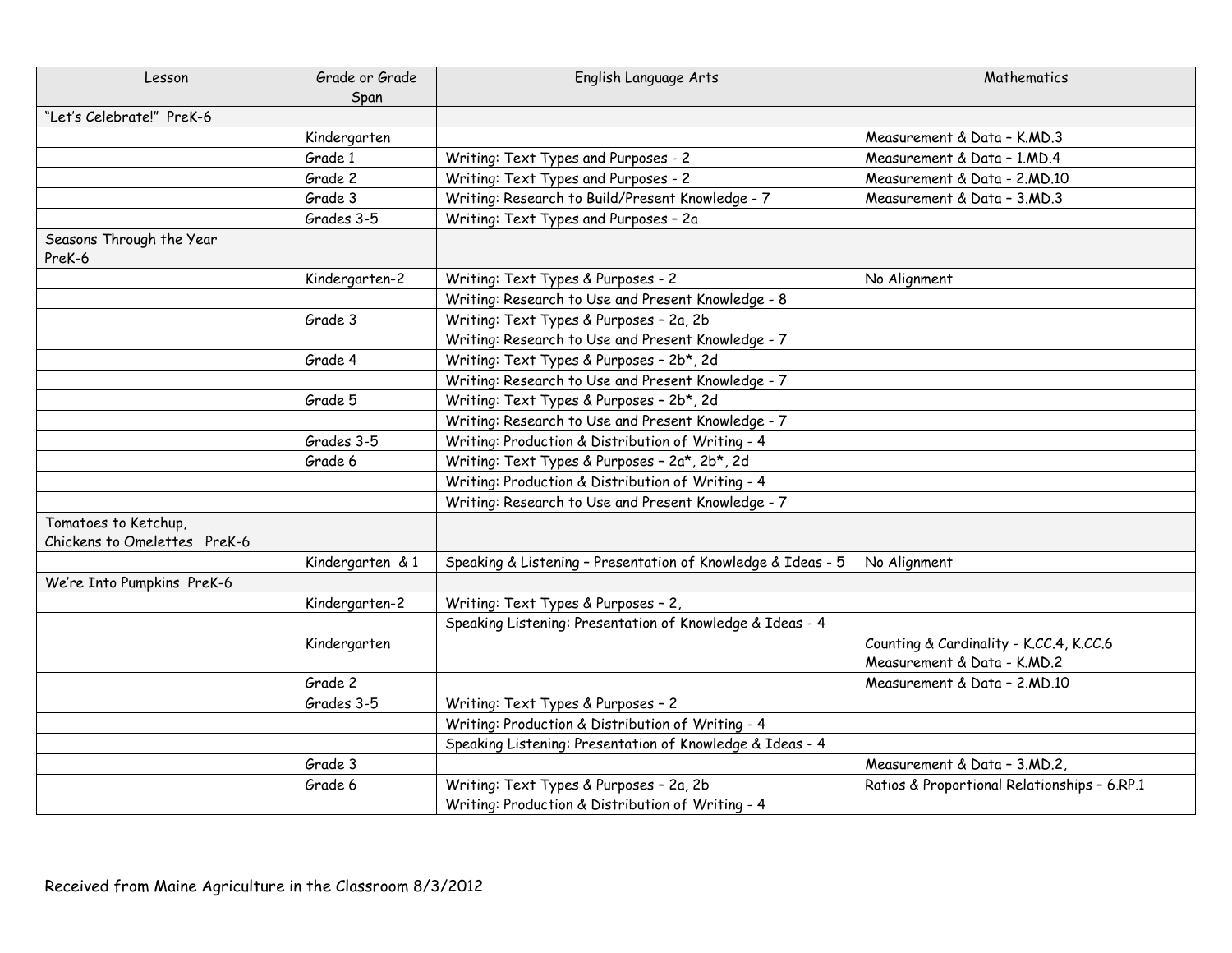| Lesson | Grade or Grade Span | English Language Arts | Mathematics |
|---|---|---|---|
| "Let's Celebrate!" PreK-6 | | | |
| | Kindergarten | | Measurement & Data – K.MD.3 |
| | Grade 1 | Writing: Text Types and Purposes - 2 | Measurement & Data – 1.MD.4 |
| | Grade 2 | Writing: Text Types and Purposes - 2 | Measurement & Data - 2.MD.10 |
| | Grade 3 | Writing: Research to Build/Present Knowledge - 7 | Measurement & Data – 3.MD.3 |
| | Grades 3-5 | Writing: Text Types and Purposes – 2a | |
| Seasons Through the Year PreK-6 | | | |
| | Kindergarten-2 | Writing: Text Types & Purposes - 2 | No Alignment |
| | | Writing: Research to Use and Present Knowledge - 8 | |
| | Grade 3 | Writing: Text Types & Purposes – 2a, 2b | |
| | | Writing: Research to Use and Present Knowledge - 7 | |
| | Grade 4 | Writing: Text Types & Purposes – 2b*, 2d | |
| | | Writing: Research to Use and Present Knowledge - 7 | |
| | Grade 5 | Writing: Text Types & Purposes – 2b*, 2d | |
| | | Writing: Research to Use and Present Knowledge - 7 | |
| | Grades 3-5 | Writing: Production & Distribution of Writing - 4 | |
| | Grade 6 | Writing: Text Types & Purposes – 2a*, 2b*, 2d | |
| | | Writing: Production & Distribution of Writing - 4 | |
| | | Writing: Research to Use and Present Knowledge - 7 | |
| Tomatoes to Ketchup, Chickens to Omelettes PreK-6 | | | |
| | Kindergarten & 1 | Speaking & Listening – Presentation of Knowledge & Ideas - 5 | No Alignment |
| We're Into Pumpkins PreK-6 | | | |
| | Kindergarten-2 | Writing: Text Types & Purposes – 2, | |
| | | Speaking Listening: Presentation of Knowledge & Ideas - 4 | |
| | Kindergarten | | Counting & Cardinality - K.CC.4, K.CC.6<br>Measurement & Data - K.MD.2 |
| | Grade 2 | | Measurement & Data – 2.MD.10 |
| | Grades 3-5 | Writing: Text Types & Purposes – 2 | |
| | | Writing: Production & Distribution of Writing - 4 | |
| | | Speaking Listening: Presentation of Knowledge & Ideas - 4 | |
| | Grade 3 | | Measurement & Data – 3.MD.2, |
| | Grade 6 | Writing: Text Types & Purposes – 2a, 2b | Ratios & Proportional Relationships – 6.RP.1 |
| | | Writing: Production & Distribution of Writing - 4 | |

Received from Maine Agriculture in the Classroom 8/3/2012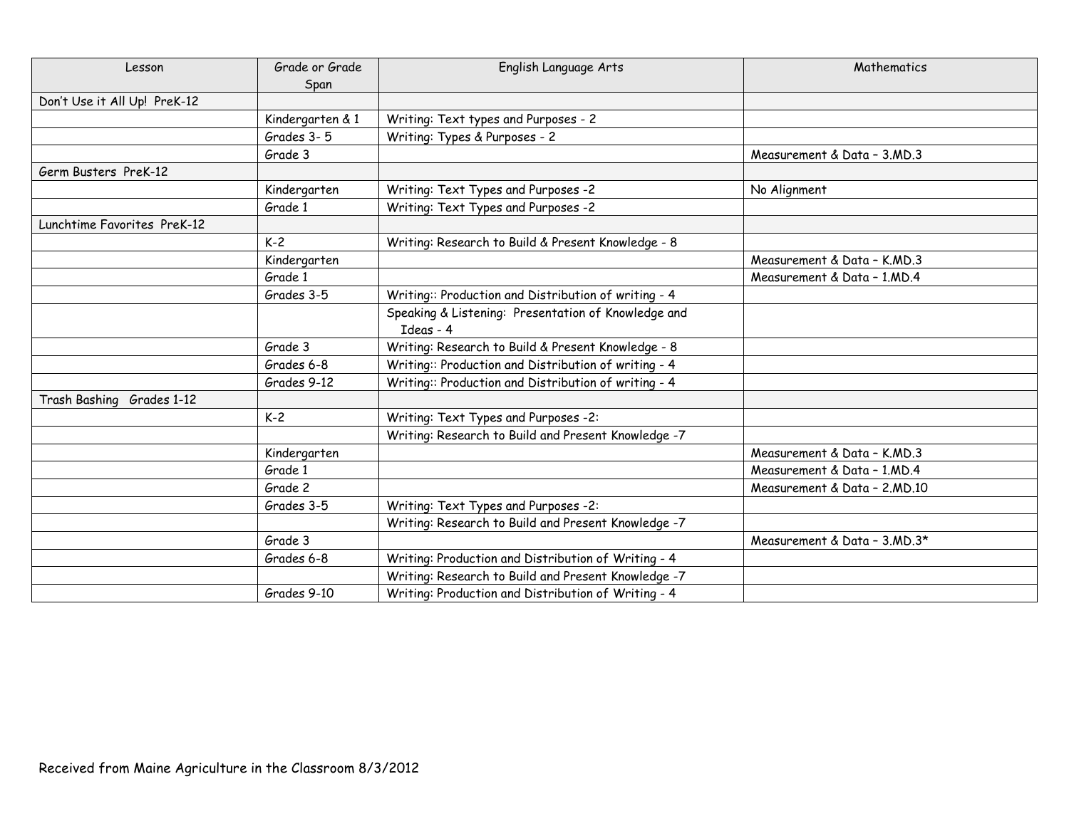| Lesson | Grade or Grade Span | English Language Arts | Mathematics |
|---|---|---|---|
| Don't Use it All Up! PreK-12 | | | |
| | Kindergarten & 1 | Writing: Text types and Purposes - 2 | |
| | Grades 3- 5 | Writing: Types & Purposes - 2 | |
| | Grade 3 | | Measurement & Data – 3.MD.3 |
| Germ Busters PreK-12 | | | |
| | Kindergarten | Writing: Text Types and Purposes -2 | No Alignment |
| | Grade 1 | Writing: Text Types and Purposes -2 | |
| Lunchtime Favorites PreK-12 | | | |
| | K-2 | Writing: Research to Build & Present Knowledge - 8 | |
| | Kindergarten | | Measurement & Data – K.MD.3 |
| | Grade 1 | | Measurement & Data – 1.MD.4 |
| | Grades 3-5 | Writing:: Production and Distribution of writing - 4 | |
| | | Speaking & Listening: Presentation of Knowledge and Ideas - 4 | |
| | Grade 3 | Writing: Research to Build & Present Knowledge - 8 | |
| | Grades 6-8 | Writing:: Production and Distribution of writing - 4 | |
| | Grades 9-12 | Writing:: Production and Distribution of writing - 4 | |
| Trash Bashing Grades 1-12 | | | |
| | K-2 | Writing: Text Types and Purposes -2: | |
| | | Writing: Research to Build and Present Knowledge -7 | |
| | Kindergarten | | Measurement & Data – K.MD.3 |
| | Grade 1 | | Measurement & Data – 1.MD.4 |
| | Grade 2 | | Measurement & Data – 2.MD.10 |
| | Grades 3-5 | Writing: Text Types and Purposes -2: | |
| | | Writing: Research to Build and Present Knowledge -7 | |
| | Grade 3 | | Measurement & Data – 3.MD.3* |
| | Grades 6-8 | Writing: Production and Distribution of Writing - 4 | |
| | | Writing: Research to Build and Present Knowledge -7 | |
| | Grades 9-10 | Writing: Production and Distribution of Writing - 4 | |

Received from Maine Agriculture in the Classroom 8/3/2012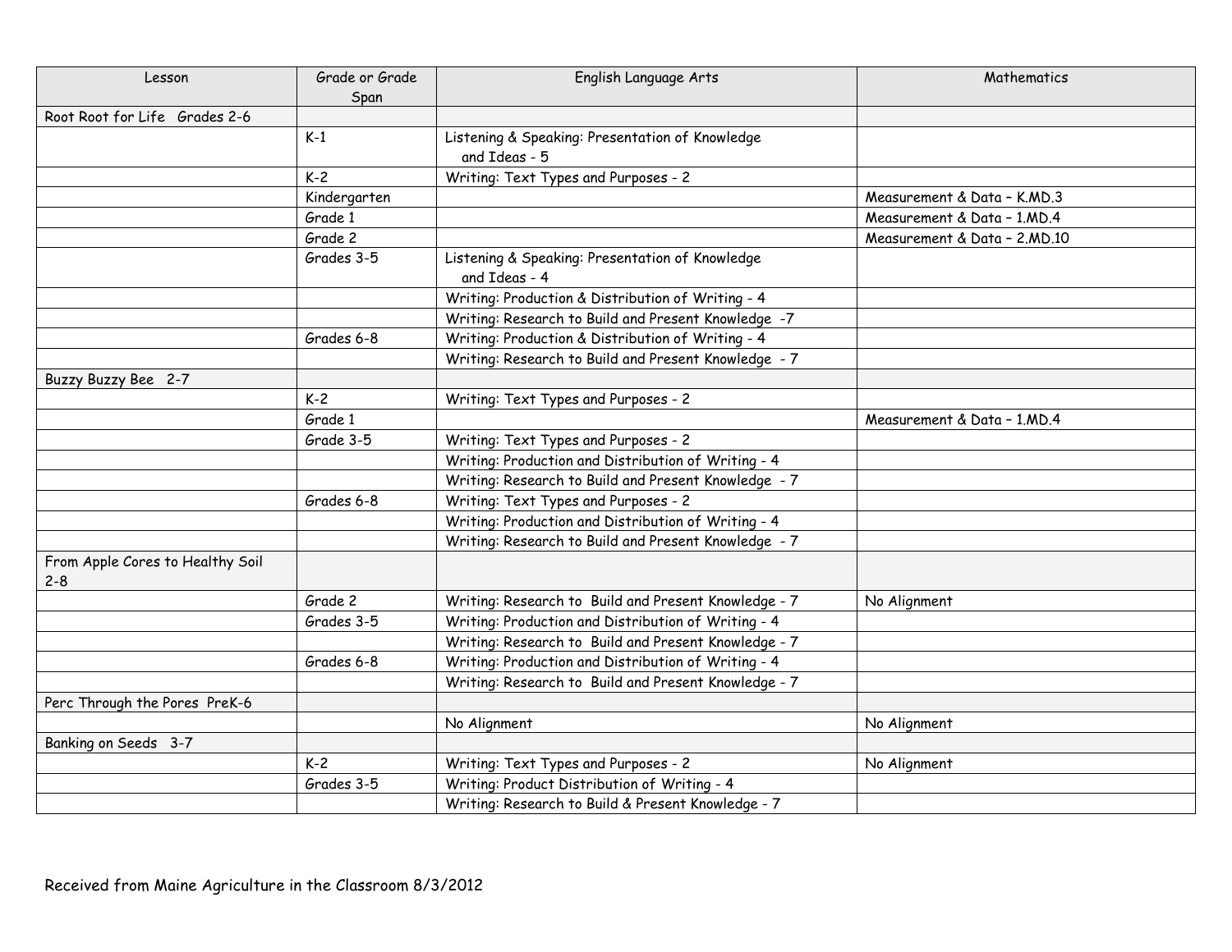| Lesson | Grade or Grade Span | English Language Arts | Mathematics |
|---|---|---|---|
| Root Root for Life Grades 2-6 | | | |
| | K-1 | Listening & Speaking: Presentation of Knowledge and Ideas - 5 | |
| | K-2 | Writing: Text Types and Purposes - 2 | |
| | Kindergarten | | Measurement & Data – K.MD.3 |
| | Grade 1 | | Measurement & Data – 1.MD.4 |
| | Grade 2 | | Measurement & Data – 2.MD.10 |
| | Grades 3-5 | Listening & Speaking: Presentation of Knowledge and Ideas - 4 | |
| | | Writing: Production & Distribution of Writing - 4 | |
| | | Writing: Research to Build and Present Knowledge -7 | |
| | Grades 6-8 | Writing: Production & Distribution of Writing - 4 | |
| | | Writing: Research to Build and Present Knowledge - 7 | |
| Buzzy Buzzy Bee 2-7 | | | |
| | K-2 | Writing: Text Types and Purposes - 2 | |
| | Grade 1 | | Measurement & Data – 1.MD.4 |
| | Grade 3-5 | Writing: Text Types and Purposes - 2 | |
| | | Writing: Production and Distribution of Writing - 4 | |
| | | Writing: Research to Build and Present Knowledge - 7 | |
| | Grades 6-8 | Writing: Text Types and Purposes - 2 | |
| | | Writing: Production and Distribution of Writing - 4 | |
| | | Writing: Research to Build and Present Knowledge - 7 | |
| From Apple Cores to Healthy Soil 2-8 | | | |
| | Grade 2 | Writing: Research to Build and Present Knowledge - 7 | No Alignment |
| | Grades 3-5 | Writing: Production and Distribution of Writing - 4 | |
| | | Writing: Research to Build and Present Knowledge - 7 | |
| | Grades 6-8 | Writing: Production and Distribution of Writing - 4 | |
| | | Writing: Research to Build and Present Knowledge - 7 | |
| Perc Through the Pores PreK-6 | | | |
| | | No Alignment | No Alignment |
| Banking on Seeds 3-7 | | | |
| | K-2 | Writing: Text Types and Purposes - 2 | No Alignment |
| | Grades 3-5 | Writing: Product Distribution of Writing - 4 | |
| | | Writing: Research to Build & Present Knowledge - 7 | |

Received from Maine Agriculture in the Classroom 8/3/2012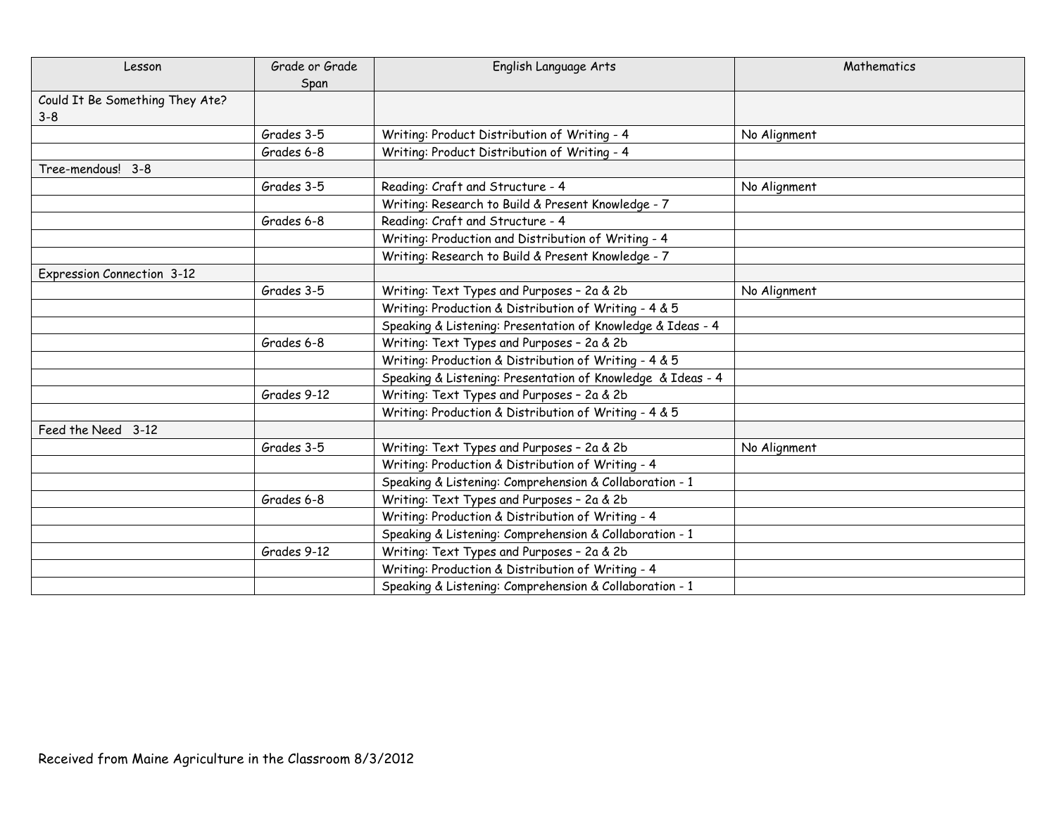| Lesson | Grade or Grade Span | English Language Arts | Mathematics |
|---|---|---|---|
| Could It Be Something They Ate? 3-8 | | | |
| | Grades 3-5 | Writing: Product Distribution of Writing - 4 | No Alignment |
| | Grades 6-8 | Writing: Product Distribution of Writing - 4 | |
| Tree-mendous! 3-8 | | | |
| | Grades 3-5 | Reading: Craft and Structure - 4 | No Alignment |
| | | Writing: Research to Build & Present Knowledge - 7 | |
| | Grades 6-8 | Reading: Craft and Structure - 4 | |
| | | Writing: Production and Distribution of Writing - 4 | |
| | | Writing: Research to Build & Present Knowledge - 7 | |
| Expression Connection 3-12 | | | |
| | Grades 3-5 | Writing: Text Types and Purposes – 2a & 2b | No Alignment |
| | | Writing: Production & Distribution of Writing - 4 & 5 | |
| | | Speaking & Listening: Presentation of Knowledge & Ideas - 4 | |
| | Grades 6-8 | Writing: Text Types and Purposes – 2a & 2b | |
| | | Writing: Production & Distribution of Writing - 4 & 5 | |
| | | Speaking & Listening: Presentation of Knowledge & Ideas - 4 | |
| | Grades 9-12 | Writing: Text Types and Purposes – 2a & 2b | |
| | | Writing: Production & Distribution of Writing - 4 & 5 | |
| Feed the Need 3-12 | | | |
| | Grades 3-5 | Writing: Text Types and Purposes – 2a & 2b | No Alignment |
| | | Writing: Production & Distribution of Writing - 4 | |
| | | Speaking & Listening: Comprehension & Collaboration - 1 | |
| | Grades 6-8 | Writing: Text Types and Purposes – 2a & 2b | |
| | | Writing: Production & Distribution of Writing - 4 | |
| | | Speaking & Listening: Comprehension & Collaboration - 1 | |
| | Grades 9-12 | Writing: Text Types and Purposes – 2a & 2b | |
| | | Writing: Production & Distribution of Writing - 4 | |
| | | Speaking & Listening: Comprehension & Collaboration - 1 | |

Received from Maine Agriculture in the Classroom 8/3/2012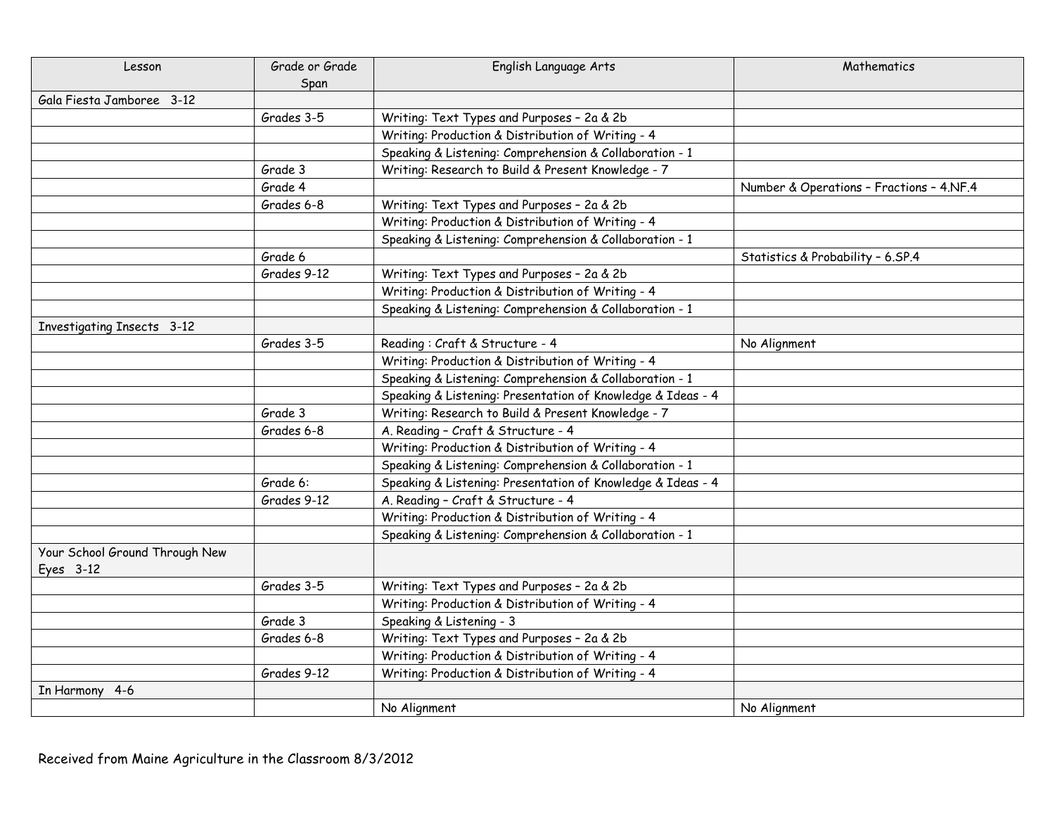| Lesson | Grade or Grade Span | English Language Arts | Mathematics |
|---|---|---|---|
| Gala Fiesta Jamboree 3-12 | | | |
| | Grades 3-5 | Writing: Text Types and Purposes – 2a & 2b | |
| | | Writing: Production & Distribution of Writing - 4 | |
| | | Speaking & Listening: Comprehension & Collaboration - 1 | |
| | Grade 3 | Writing: Research to Build & Present Knowledge - 7 | |
| | Grade 4 | | Number & Operations – Fractions – 4.NF.4 |
| | Grades 6-8 | Writing: Text Types and Purposes – 2a & 2b | |
| | | Writing: Production & Distribution of Writing - 4 | |
| | | Speaking & Listening: Comprehension & Collaboration - 1 | |
| | Grade 6 | | Statistics & Probability – 6.SP.4 |
| | Grades 9-12 | Writing: Text Types and Purposes – 2a & 2b | |
| | | Writing: Production & Distribution of Writing - 4 | |
| | | Speaking & Listening: Comprehension & Collaboration - 1 | |
| Investigating Insects 3-12 | | | |
| | Grades 3-5 | Reading : Craft & Structure - 4 | No Alignment |
| | | Writing: Production & Distribution of Writing - 4 | |
| | | Speaking & Listening: Comprehension & Collaboration - 1 | |
| | | Speaking & Listening: Presentation of Knowledge & Ideas - 4 | |
| | Grade 3 | Writing: Research to Build & Present Knowledge - 7 | |
| | Grades 6-8 | A. Reading – Craft & Structure - 4 | |
| | | Writing: Production & Distribution of Writing - 4 | |
| | | Speaking & Listening: Comprehension & Collaboration - 1 | |
| | Grade 6: | Speaking & Listening: Presentation of Knowledge & Ideas - 4 | |
| | Grades 9-12 | A. Reading – Craft & Structure - 4 | |
| | | Writing: Production & Distribution of Writing - 4 | |
| | | Speaking & Listening: Comprehension & Collaboration - 1 | |
| Your School Ground Through New Eyes 3-12 | | | |
| | Grades 3-5 | Writing: Text Types and Purposes – 2a & 2b | |
| | | Writing: Production & Distribution of Writing - 4 | |
| | Grade 3 | Speaking & Listening - 3 | |
| | Grades 6-8 | Writing: Text Types and Purposes – 2a & 2b | |
| | | Writing: Production & Distribution of Writing - 4 | |
| | Grades 9-12 | Writing: Production & Distribution of Writing - 4 | |
| In Harmony 4-6 | | | |
| | | No Alignment | No Alignment |

Received from Maine Agriculture in the Classroom 8/3/2012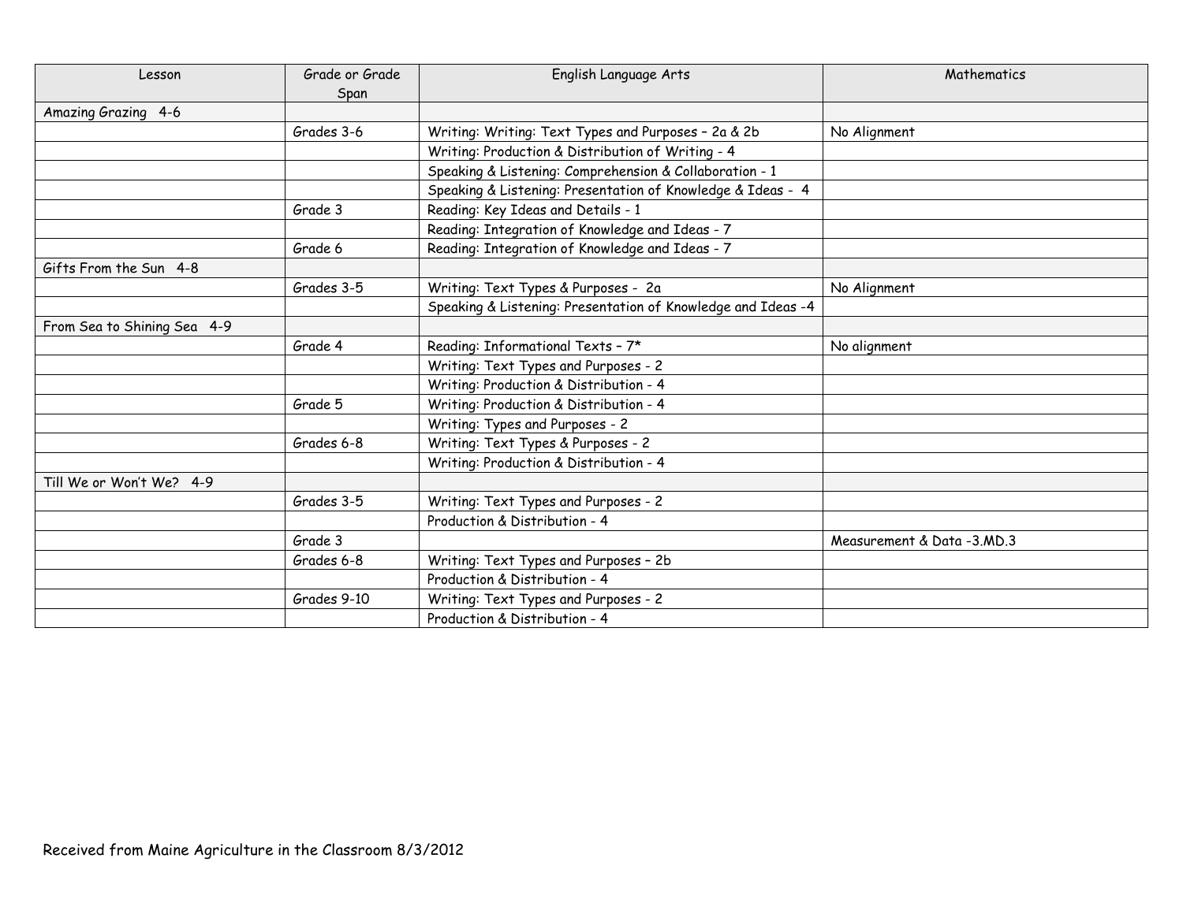| Lesson | Grade or Grade Span | English Language Arts | Mathematics |
|---|---|---|---|
| Amazing Grazing 4-6 | | | |
| | Grades 3-6 | Writing: Writing: Text Types and Purposes – 2a & 2b | No Alignment |
| | | Writing: Production & Distribution of Writing - 4 | |
| | | Speaking & Listening: Comprehension & Collaboration - 1 | |
| | | Speaking & Listening: Presentation of Knowledge & Ideas - 4 | |
| | Grade 3 | Reading: Key Ideas and Details - 1 | |
| | | Reading: Integration of Knowledge and Ideas - 7 | |
| | Grade 6 | Reading: Integration of Knowledge and Ideas - 7 | |
| Gifts From the Sun 4-8 | | | |
| | Grades 3-5 | Writing: Text Types & Purposes - 2a | No Alignment |
| | | Speaking & Listening: Presentation of Knowledge and Ideas -4 | |
| From Sea to Shining Sea 4-9 | | | |
| | Grade 4 | Reading: Informational Texts – 7* | No alignment |
| | | Writing: Text Types and Purposes - 2 | |
| | | Writing: Production & Distribution - 4 | |
| | Grade 5 | Writing: Production & Distribution - 4 | |
| | | Writing: Types and Purposes - 2 | |
| | Grades 6-8 | Writing: Text Types & Purposes - 2 | |
| | | Writing: Production & Distribution - 4 | |
| Till We or Won't We? 4-9 | | | |
| | Grades 3-5 | Writing: Text Types and Purposes - 2 | |
| | | Production & Distribution - 4 | |
| | Grade 3 | | Measurement & Data -3.MD.3 |
| | Grades 6-8 | Writing: Text Types and Purposes – 2b | |
| | | Production & Distribution - 4 | |
| | Grades 9-10 | Writing: Text Types and Purposes - 2 | |
| | | Production & Distribution - 4 | |

Received from Maine Agriculture in the Classroom 8/3/2012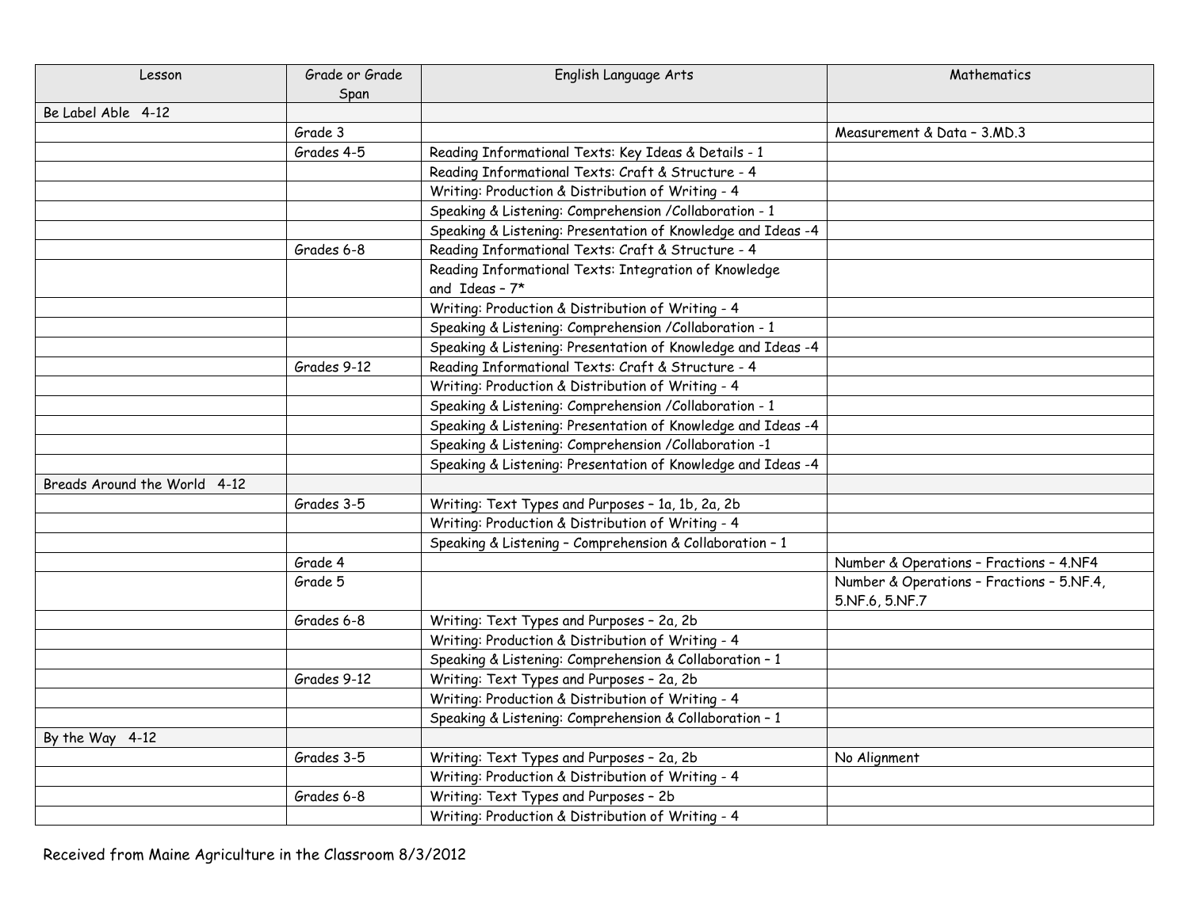| Lesson | Grade or Grade Span | English Language Arts | Mathematics |
|---|---|---|---|
| Be Label Able 4-12 | | | |
| | Grade 3 | | Measurement & Data – 3.MD.3 |
| | Grades 4-5 | Reading Informational Texts: Key Ideas & Details - 1 | |
| | | Reading Informational Texts: Craft & Structure - 4 | |
| | | Writing: Production & Distribution of Writing - 4 | |
| | | Speaking & Listening: Comprehension /Collaboration - 1 | |
| | | Speaking & Listening: Presentation of Knowledge and Ideas -4 | |
| | Grades 6-8 | Reading Informational Texts: Craft & Structure - 4 | |
| | | Reading Informational Texts: Integration of Knowledge and Ideas – 7* | |
| | | Writing: Production & Distribution of Writing - 4 | |
| | | Speaking & Listening: Comprehension /Collaboration - 1 | |
| | | Speaking & Listening: Presentation of Knowledge and Ideas -4 | |
| | Grades 9-12 | Reading Informational Texts: Craft & Structure - 4 | |
| | | Writing: Production & Distribution of Writing - 4 | |
| | | Speaking & Listening: Comprehension /Collaboration - 1 | |
| | | Speaking & Listening: Presentation of Knowledge and Ideas -4 | |
| | | Speaking & Listening: Comprehension /Collaboration -1 | |
| | | Speaking & Listening: Presentation of Knowledge and Ideas -4 | |
| Breads Around the World 4-12 | | | |
| | Grades 3-5 | Writing: Text Types and Purposes – 1a, 1b, 2a, 2b | |
| | | Writing: Production & Distribution of Writing - 4 | |
| | | Speaking & Listening – Comprehension & Collaboration – 1 | |
| | Grade 4 | | Number & Operations – Fractions – 4.NF4 |
| | Grade 5 | | Number & Operations – Fractions – 5.NF.4, 5.NF.6, 5.NF.7 |
| | Grades 6-8 | Writing: Text Types and Purposes – 2a, 2b | |
| | | Writing: Production & Distribution of Writing - 4 | |
| | | Speaking & Listening: Comprehension & Collaboration – 1 | |
| | Grades 9-12 | Writing: Text Types and Purposes – 2a, 2b | |
| | | Writing: Production & Distribution of Writing - 4 | |
| | | Speaking & Listening: Comprehension & Collaboration – 1 | |
| By the Way 4-12 | | | |
| | Grades 3-5 | Writing: Text Types and Purposes – 2a, 2b | No Alignment |
| | | Writing: Production & Distribution of Writing - 4 | |
| | Grades 6-8 | Writing: Text Types and Purposes – 2b | |
| | | Writing: Production & Distribution of Writing - 4 | |

Received from Maine Agriculture in the Classroom 8/3/2012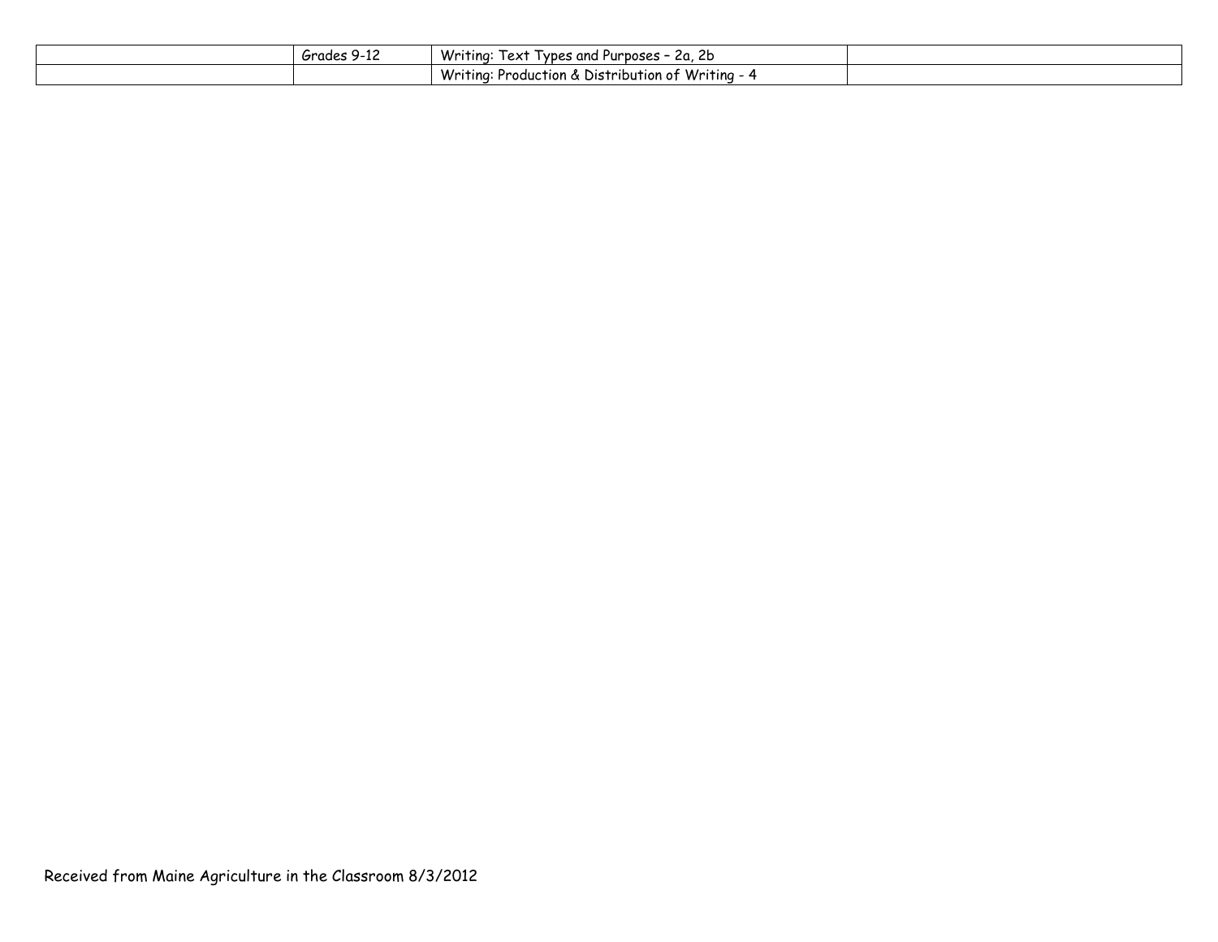| | | | |
|---|---|---|---|
| | Grades 9-12 | Writing: Text Types and Purposes – 2a, 2b | |
| | | Writing: Production & Distribution of Writing - 4 | |

Received from Maine Agriculture in the Classroom 8/3/2012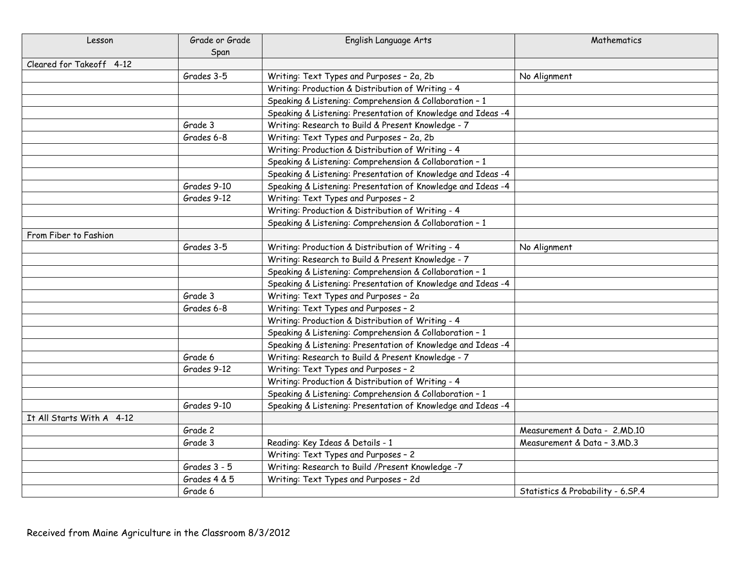| Lesson | Grade or Grade Span | English Language Arts | Mathematics |
|---|---|---|---|
| Cleared for Takeoff 4-12 | | | |
| | Grades 3-5 | Writing: Text Types and Purposes – 2a, 2b | No Alignment |
| | | Writing: Production & Distribution of Writing - 4 | |
| | | Speaking & Listening: Comprehension & Collaboration – 1 | |
| | | Speaking & Listening: Presentation of Knowledge and Ideas -4 | |
| | Grade 3 | Writing: Research to Build & Present Knowledge - 7 | |
| | Grades 6-8 | Writing: Text Types and Purposes – 2a, 2b | |
| | | Writing: Production & Distribution of Writing - 4 | |
| | | Speaking & Listening: Comprehension & Collaboration – 1 | |
| | | Speaking & Listening: Presentation of Knowledge and Ideas -4 | |
| | Grades 9-10 | Speaking & Listening: Presentation of Knowledge and Ideas -4 | |
| | Grades 9-12 | Writing: Text Types and Purposes – 2 | |
| | | Writing: Production & Distribution of Writing - 4 | |
| | | Speaking & Listening: Comprehension & Collaboration – 1 | |
| From Fiber to Fashion | | | |
| | Grades 3-5 | Writing: Production & Distribution of Writing - 4 | No Alignment |
| | | Writing: Research to Build & Present Knowledge - 7 | |
| | | Speaking & Listening: Comprehension & Collaboration – 1 | |
| | | Speaking & Listening: Presentation of Knowledge and Ideas -4 | |
| | Grade 3 | Writing: Text Types and Purposes – 2a | |
| | Grades 6-8 | Writing: Text Types and Purposes – 2 | |
| | | Writing: Production & Distribution of Writing - 4 | |
| | | Speaking & Listening: Comprehension & Collaboration – 1 | |
| | | Speaking & Listening: Presentation of Knowledge and Ideas -4 | |
| | Grade 6 | Writing: Research to Build & Present Knowledge - 7 | |
| | Grades 9-12 | Writing: Text Types and Purposes – 2 | |
| | | Writing: Production & Distribution of Writing - 4 | |
| | | Speaking & Listening: Comprehension & Collaboration – 1 | |
| | Grades 9-10 | Speaking & Listening: Presentation of Knowledge and Ideas -4 | |
| It All Starts With A 4-12 | | | |
| | Grade 2 | | Measurement & Data - 2.MD.10 |
| | Grade 3 | Reading: Key Ideas & Details - 1 | Measurement & Data – 3.MD.3 |
| | | Writing: Text Types and Purposes – 2 | |
| | Grades 3 - 5 | Writing: Research to Build /Present Knowledge -7 | |
| | Grades 4 & 5 | Writing: Text Types and Purposes – 2d | |
| | Grade 6 | | Statistics & Probability - 6.SP.4 |

Received from Maine Agriculture in the Classroom 8/3/2012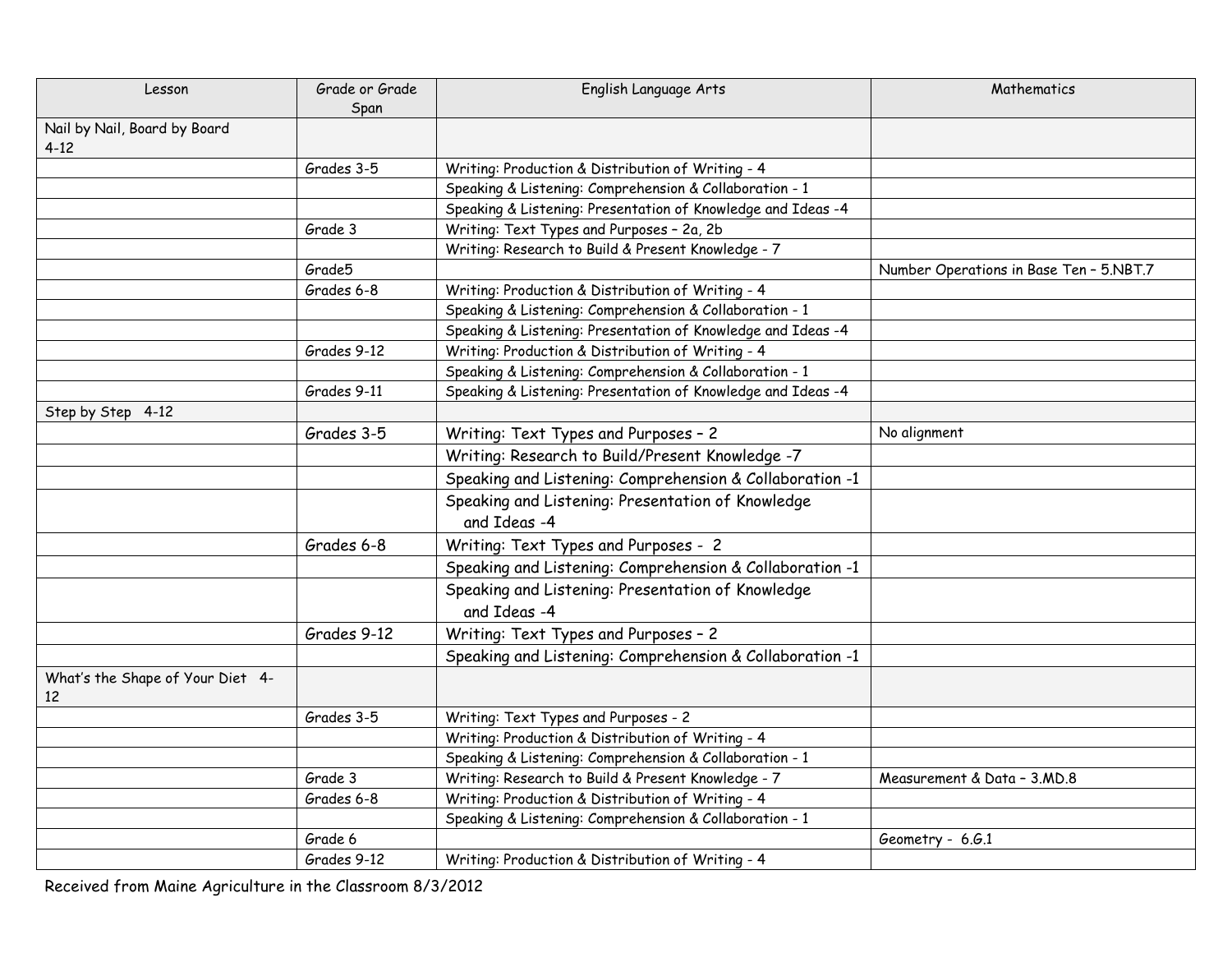| Lesson | Grade or Grade Span | English Language Arts | Mathematics |
|---|---|---|---|
| Nail by Nail, Board by Board 4-12 | | | |
| | Grades 3-5 | Writing: Production & Distribution of Writing - 4 | |
| | | Speaking & Listening: Comprehension & Collaboration - 1 | |
| | | Speaking & Listening: Presentation of Knowledge and Ideas -4 | |
| | Grade 3 | Writing: Text Types and Purposes – 2a, 2b | |
| | | Writing: Research to Build & Present Knowledge - 7 | |
| | Grade5 | | Number Operations in Base Ten – 5.NBT.7 |
| | Grades 6-8 | Writing: Production & Distribution of Writing - 4 | |
| | | Speaking & Listening: Comprehension & Collaboration - 1 | |
| | | Speaking & Listening: Presentation of Knowledge and Ideas -4 | |
| | Grades 9-12 | Writing: Production & Distribution of Writing - 4 | |
| | | Speaking & Listening: Comprehension & Collaboration - 1 | |
| | Grades 9-11 | Speaking & Listening: Presentation of Knowledge and Ideas -4 | |
| Step by Step 4-12 | | | |
| | Grades 3-5 | Writing: Text Types and Purposes – 2 | No alignment |
| | | Writing: Research to Build/Present Knowledge -7 | |
| | | Speaking and Listening: Comprehension & Collaboration -1 | |
| | | Speaking and Listening: Presentation of Knowledge and Ideas -4 | |
| | Grades 6-8 | Writing: Text Types and Purposes - 2 | |
| | | Speaking and Listening: Comprehension & Collaboration -1 | |
| | | Speaking and Listening: Presentation of Knowledge and Ideas -4 | |
| | Grades 9-12 | Writing: Text Types and Purposes – 2 | |
| | | Speaking and Listening: Comprehension & Collaboration -1 | |
| What's the Shape of Your Diet 4-12 | | | |
| | Grades 3-5 | Writing: Text Types and Purposes - 2 | |
| | | Writing: Production & Distribution of Writing - 4 | |
| | | Speaking & Listening: Comprehension & Collaboration - 1 | |
| | Grade 3 | Writing: Research to Build & Present Knowledge - 7 | Measurement & Data – 3.MD.8 |
| | Grades 6-8 | Writing: Production & Distribution of Writing - 4 | |
| | | Speaking & Listening: Comprehension & Collaboration - 1 | |
| | Grade 6 | | Geometry - 6.G.1 |
| | Grades 9-12 | Writing: Production & Distribution of Writing - 4 | |

Received from Maine Agriculture in the Classroom 8/3/2012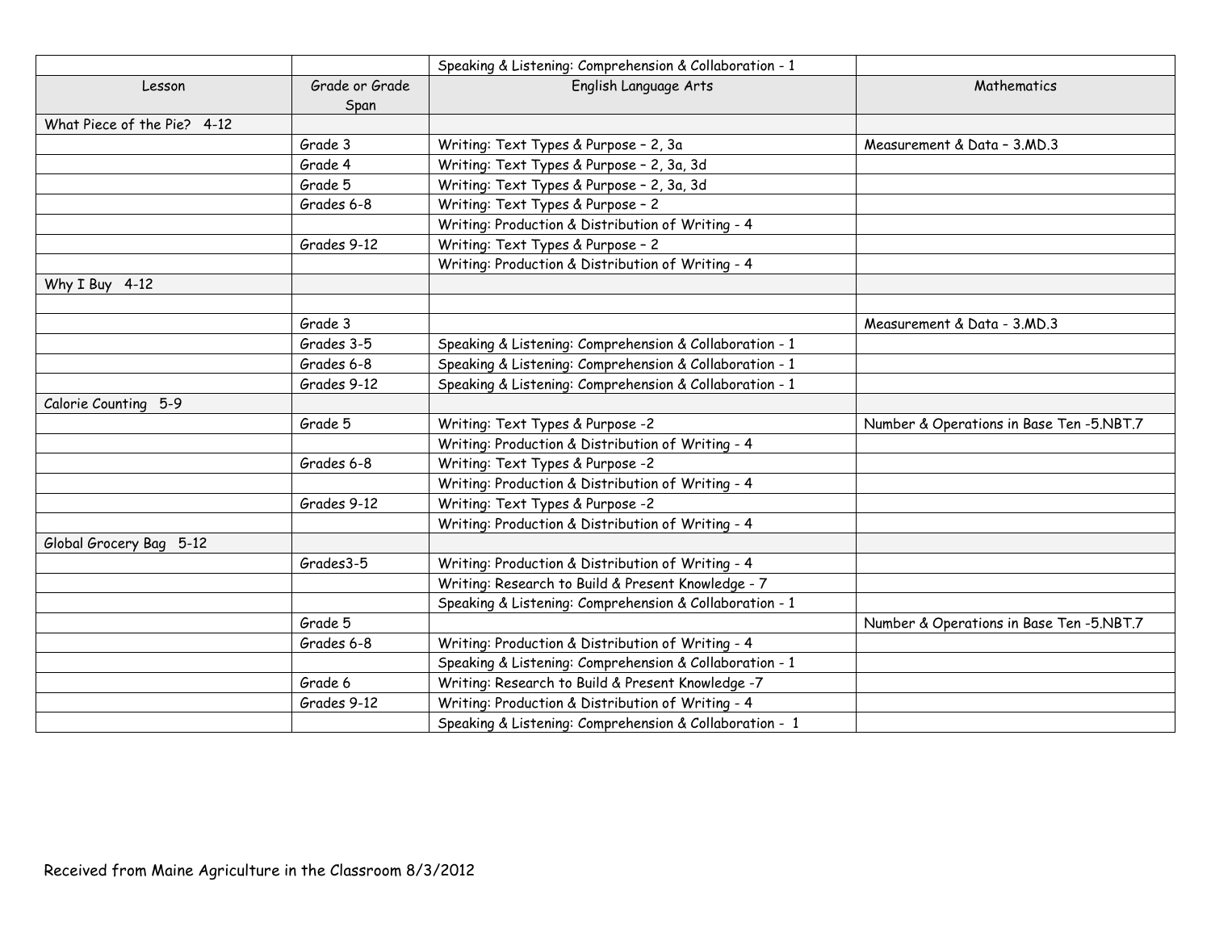| | | Speaking & Listening: Comprehension & Collaboration - 1 | |
|---|---|---|---|
| Lesson | Grade or Grade Span | English Language Arts | Mathematics |
| What Piece of the Pie? 4-12 | | | |
| | Grade 3 | Writing: Text Types & Purpose – 2, 3a | Measurement & Data – 3.MD.3 |
| | Grade 4 | Writing: Text Types & Purpose – 2, 3a, 3d | |
| | Grade 5 | Writing: Text Types & Purpose – 2, 3a, 3d | |
| | Grades 6-8 | Writing: Text Types & Purpose – 2 | |
| | | Writing: Production & Distribution of Writing - 4 | |
| | Grades 9-12 | Writing: Text Types & Purpose – 2 | |
| | | Writing: Production & Distribution of Writing - 4 | |
| Why I Buy 4-12 | | | |
| | | | |
| | Grade 3 | | Measurement & Data - 3.MD.3 |
| | Grades 3-5 | Speaking & Listening: Comprehension & Collaboration - 1 | |
| | Grades 6-8 | Speaking & Listening: Comprehension & Collaboration - 1 | |
| | Grades 9-12 | Speaking & Listening: Comprehension & Collaboration - 1 | |
| Calorie Counting 5-9 | | | |
| | Grade 5 | Writing: Text Types & Purpose -2 | Number & Operations in Base Ten -5.NBT.7 |
| | | Writing: Production & Distribution of Writing - 4 | |
| | Grades 6-8 | Writing: Text Types & Purpose -2 | |
| | | Writing: Production & Distribution of Writing - 4 | |
| | Grades 9-12 | Writing: Text Types & Purpose -2 | |
| | | Writing: Production & Distribution of Writing - 4 | |
| Global Grocery Bag 5-12 | | | |
| | Grades3-5 | Writing: Production & Distribution of Writing - 4 | |
| | | Writing: Research to Build & Present Knowledge - 7 | |
| | | Speaking & Listening: Comprehension & Collaboration - 1 | |
| | Grade 5 | | Number & Operations in Base Ten -5.NBT.7 |
| | Grades 6-8 | Writing: Production & Distribution of Writing - 4 | |
| | | Speaking & Listening: Comprehension & Collaboration - 1 | |
| | Grade 6 | Writing: Research to Build & Present Knowledge -7 | |
| | Grades 9-12 | Writing: Production & Distribution of Writing - 4 | |
| | | Speaking & Listening: Comprehension & Collaboration - 1 | |

Received from Maine Agriculture in the Classroom 8/3/2012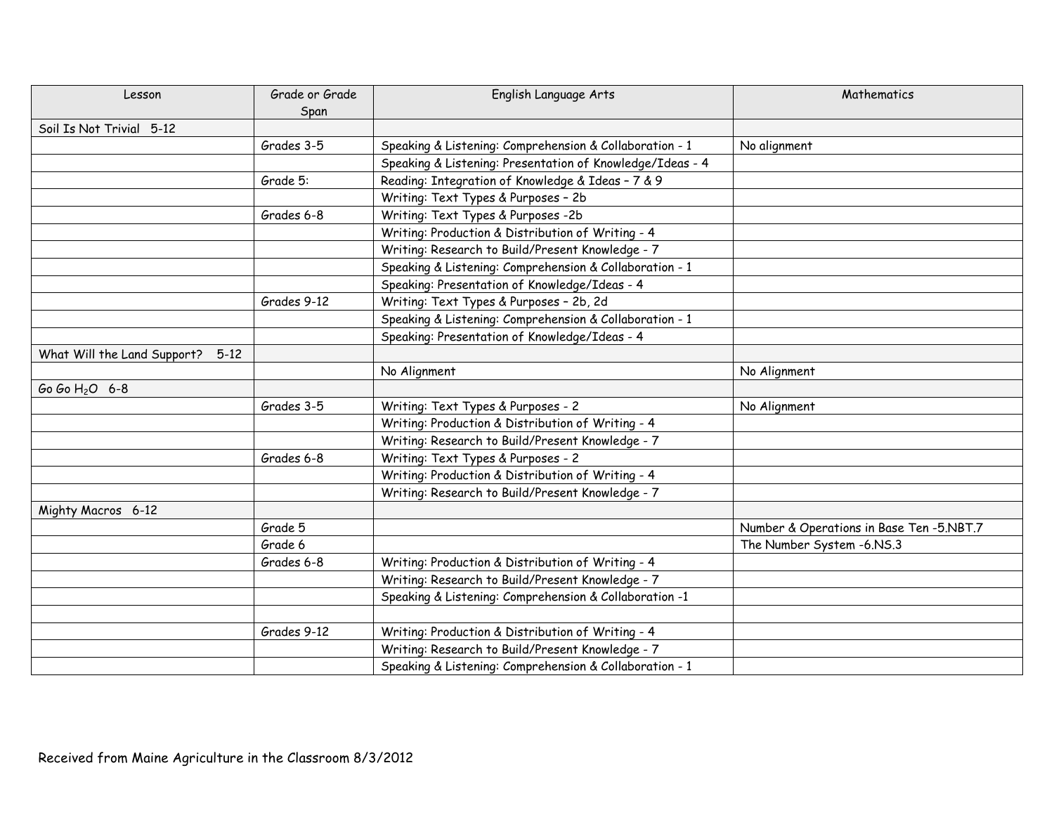| Lesson | Grade or Grade Span | English Language Arts | Mathematics |
|---|---|---|---|
| Soil Is Not Trivial 5-12 | | | |
| | Grades 3-5 | Speaking & Listening: Comprehension & Collaboration - 1 | No alignment |
| | | Speaking & Listening: Presentation of Knowledge/Ideas - 4 | |
| | Grade 5: | Reading: Integration of Knowledge & Ideas – 7 & 9 | |
| | | Writing: Text Types & Purposes – 2b | |
| | Grades 6-8 | Writing: Text Types & Purposes -2b | |
| | | Writing: Production & Distribution of Writing - 4 | |
| | | Writing: Research to Build/Present Knowledge - 7 | |
| | | Speaking & Listening: Comprehension & Collaboration - 1 | |
| | | Speaking: Presentation of Knowledge/Ideas - 4 | |
| | Grades 9-12 | Writing: Text Types & Purposes – 2b, 2d | |
| | | Speaking & Listening: Comprehension & Collaboration - 1 | |
| | | Speaking: Presentation of Knowledge/Ideas - 4 | |
| What Will the Land Support? 5-12 | | | |
| | | No Alignment | No Alignment |
| Go Go $H_2O$ 6-8 | | | |
| | Grades 3-5 | Writing: Text Types & Purposes - 2 | No Alignment |
| | | Writing: Production & Distribution of Writing - 4 | |
| | | Writing: Research to Build/Present Knowledge - 7 | |
| | Grades 6-8 | Writing: Text Types & Purposes - 2 | |
| | | Writing: Production & Distribution of Writing - 4 | |
| | | Writing: Research to Build/Present Knowledge - 7 | |
| Mighty Macros 6-12 | | | |
| | Grade 5 | | Number & Operations in Base Ten -5.NBT.7 |
| | Grade 6 | | The Number System -6.NS.3 |
| | Grades 6-8 | Writing: Production & Distribution of Writing - 4 | |
| | | Writing: Research to Build/Present Knowledge - 7 | |
| | | Speaking & Listening: Comprehension & Collaboration -1 | |
| | | | |
| | Grades 9-12 | Writing: Production & Distribution of Writing - 4 | |
| | | Writing: Research to Build/Present Knowledge - 7 | |
| | | Speaking & Listening: Comprehension & Collaboration - 1 | |

Received from Maine Agriculture in the Classroom 8/3/2012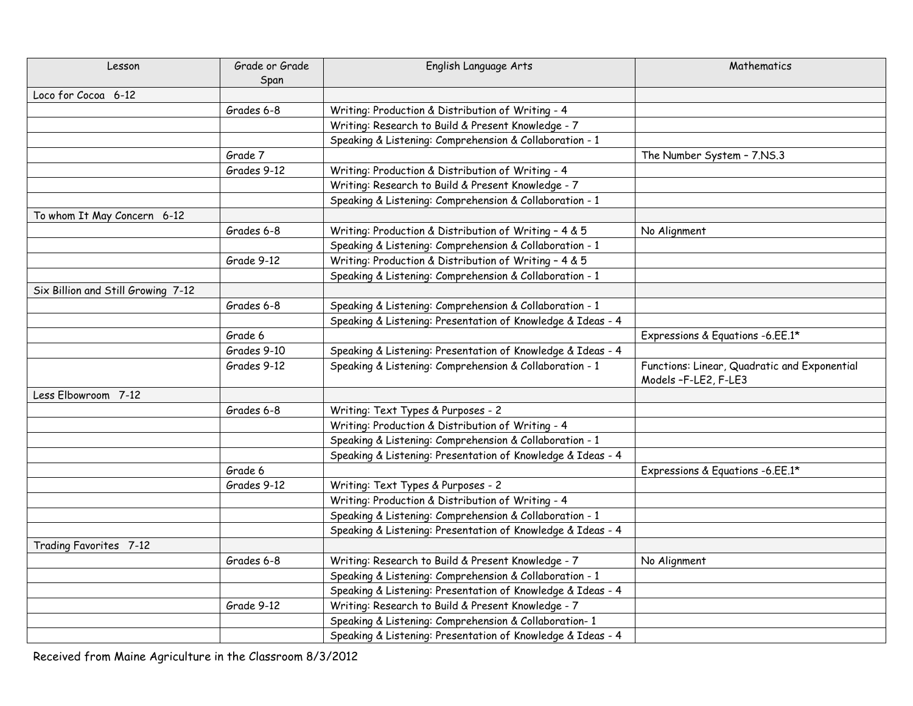| Lesson | Grade or Grade Span | English Language Arts | Mathematics |
|---|---|---|---|
| Loco for Cocoa 6-12 | | | |
| | Grades 6-8 | Writing: Production & Distribution of Writing - 4 | |
| | | Writing: Research to Build & Present Knowledge - 7 | |
| | | Speaking & Listening: Comprehension & Collaboration - 1 | |
| | Grade 7 | | The Number System – 7.NS.3 |
| | Grades 9-12 | Writing: Production & Distribution of Writing - 4 | |
| | | Writing: Research to Build & Present Knowledge - 7 | |
| | | Speaking & Listening: Comprehension & Collaboration - 1 | |
| To whom It May Concern 6-12 | | | |
| | Grades 6-8 | Writing: Production & Distribution of Writing – 4 & 5 | No Alignment |
| | | Speaking & Listening: Comprehension & Collaboration - 1 | |
| | Grade 9-12 | Writing: Production & Distribution of Writing – 4 & 5 | |
| | | Speaking & Listening: Comprehension & Collaboration - 1 | |
| Six Billion and Still Growing 7-12 | | | |
| | Grades 6-8 | Speaking & Listening: Comprehension & Collaboration - 1 | |
| | | Speaking & Listening: Presentation of Knowledge & Ideas - 4 | |
| | Grade 6 | | Expressions & Equations -6.EE.1* |
| | Grades 9-10 | Speaking & Listening: Presentation of Knowledge & Ideas - 4 | |
| | Grades 9-12 | Speaking & Listening: Comprehension & Collaboration - 1 | Functions: Linear, Quadratic and Exponential Models –F-LE2, F-LE3 |
| Less Elbowroom 7-12 | | | |
| | Grades 6-8 | Writing: Text Types & Purposes - 2 | |
| | | Writing: Production & Distribution of Writing - 4 | |
| | | Speaking & Listening: Comprehension & Collaboration - 1 | |
| | | Speaking & Listening: Presentation of Knowledge & Ideas - 4 | |
| | Grade 6 | | Expressions & Equations -6.EE.1* |
| | Grades 9-12 | Writing: Text Types & Purposes - 2 | |
| | | Writing: Production & Distribution of Writing - 4 | |
| | | Speaking & Listening: Comprehension & Collaboration - 1 | |
| | | Speaking & Listening: Presentation of Knowledge & Ideas - 4 | |
| Trading Favorites 7-12 | | | |
| | Grades 6-8 | Writing: Research to Build & Present Knowledge - 7 | No Alignment |
| | | Speaking & Listening: Comprehension & Collaboration - 1 | |
| | | Speaking & Listening: Presentation of Knowledge & Ideas - 4 | |
| | Grade 9-12 | Writing: Research to Build & Present Knowledge - 7 | |
| | | Speaking & Listening: Comprehension & Collaboration- 1 | |
| | | Speaking & Listening: Presentation of Knowledge & Ideas - 4 | |

Received from Maine Agriculture in the Classroom 8/3/2012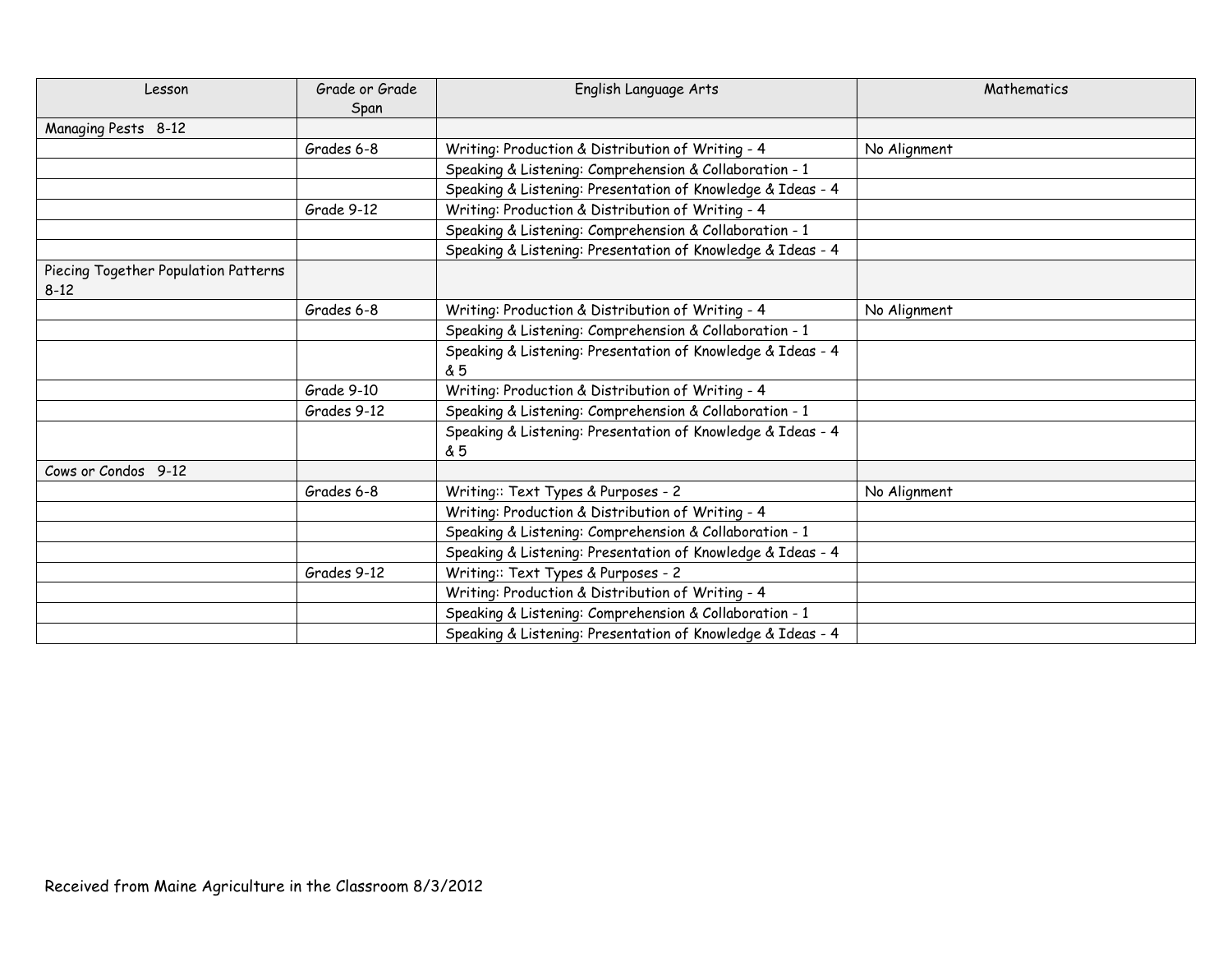| Lesson | Grade or Grade Span | English Language Arts | Mathematics |
|---|---|---|---|
| Managing Pests 8-12 | | | |
| | Grades 6-8 | Writing: Production & Distribution of Writing - 4 | No Alignment |
| | | Speaking & Listening: Comprehension & Collaboration - 1 | |
| | | Speaking & Listening: Presentation of Knowledge & Ideas - 4 | |
| | Grade 9-12 | Writing: Production & Distribution of Writing - 4 | |
| | | Speaking & Listening: Comprehension & Collaboration - 1 | |
| | | Speaking & Listening: Presentation of Knowledge & Ideas - 4 | |
| Piecing Together Population Patterns 8-12 | | | |
| | Grades 6-8 | Writing: Production & Distribution of Writing - 4 | No Alignment |
| | | Speaking & Listening: Comprehension & Collaboration - 1 | |
| | | Speaking & Listening: Presentation of Knowledge & Ideas - 4 & 5 | |
| | Grade 9-10 | Writing: Production & Distribution of Writing - 4 | |
| | Grades 9-12 | Speaking & Listening: Comprehension & Collaboration - 1 | |
| | | Speaking & Listening: Presentation of Knowledge & Ideas - 4 & 5 | |
| Cows or Condos 9-12 | | | |
| | Grades 6-8 | Writing:: Text Types & Purposes - 2 | No Alignment |
| | | Writing: Production & Distribution of Writing - 4 | |
| | | Speaking & Listening: Comprehension & Collaboration - 1 | |
| | | Speaking & Listening: Presentation of Knowledge & Ideas - 4 | |
| | Grades 9-12 | Writing:: Text Types & Purposes - 2 | |
| | | Writing: Production & Distribution of Writing - 4 | |
| | | Speaking & Listening: Comprehension & Collaboration - 1 | |
| | | Speaking & Listening: Presentation of Knowledge & Ideas - 4 | |

Received from Maine Agriculture in the Classroom 8/3/2012